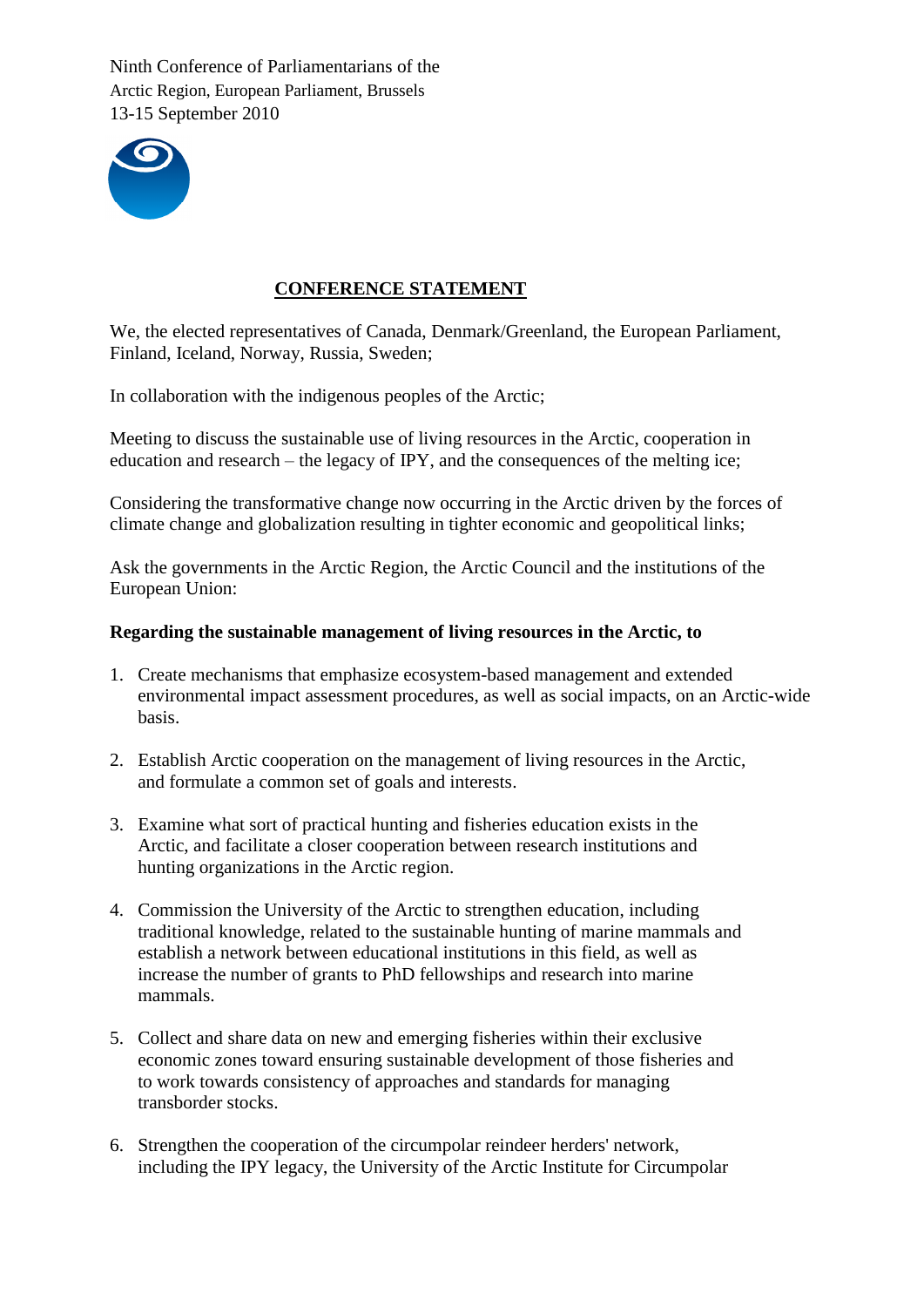Ninth Conference of Parliamentarians of the Arctic Region, European Parliament, Brussels
13-15 September 2010

## CONFERENCE STATEMENT

We, the elected representatives of Canada, Denmark/Greenland, the European Parliament, Finland, Iceland, Norway, Russia, Sweden;

In collaboration with the indigenous peoples of the Arctic;

Meeting to discuss the sustainable use of living resources in the Arctic, cooperation in education and research – the legacy of IPY, and the consequences of the melting ice;

Considering the transformative change now occurring in the Arctic driven by the forces of climate change and globalization resulting in tighter economic and geopolitical links;

Ask the governments in the Arctic Region, the Arctic Council and the institutions of the European Union:

**Regarding the sustainable management of living resources in the Arctic, to**

1. Create mechanisms that emphasize ecosystem-based management and extended environmental impact assessment procedures, as well as social impacts, on an Arctic-wide basis.

2. Establish Arctic cooperation on the management of living resources in the Arctic, and formulate a common set of goals and interests.

3. Examine what sort of practical hunting and fisheries education exists in the Arctic, and facilitate a closer cooperation between research institutions and hunting organizations in the Arctic region.

4. Commission the University of the Arctic to strengthen education, including traditional knowledge, related to the sustainable hunting of marine mammals and establish a network between educational institutions in this field, as well as increase the number of grants to PhD fellowships and research into marine mammals.

5. Collect and share data on new and emerging fisheries within their exclusive economic zones toward ensuring sustainable development of those fisheries and to work towards consistency of approaches and standards for managing transborder stocks.

6. Strengthen the cooperation of the circumpolar reindeer herders' network, including the IPY legacy, the University of the Arctic Institute for Circumpolar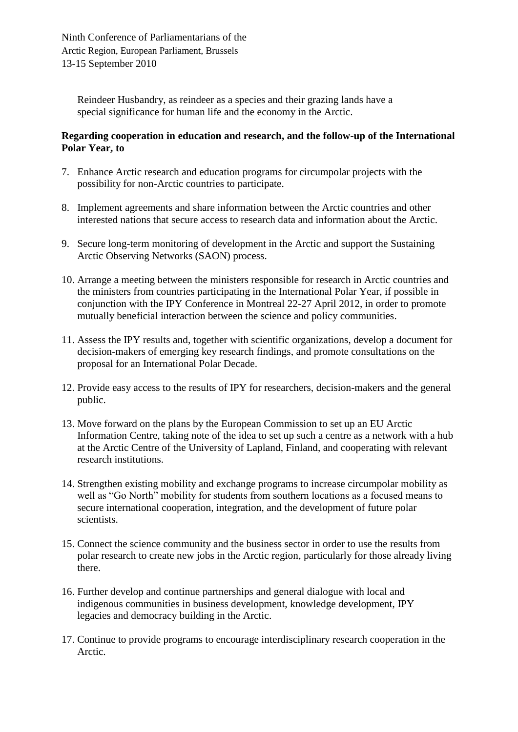Reindeer Husbandry, as reindeer as a species and their grazing lands have a special significance for human life and the economy in the Arctic.

**Regarding cooperation in education and research, and the follow-up of the International Polar Year, to**

7. Enhance Arctic research and education programs for circumpolar projects with the possibility for non-Arctic countries to participate.

8. Implement agreements and share information between the Arctic countries and other interested nations that secure access to research data and information about the Arctic.

9. Secure long-term monitoring of development in the Arctic and support the Sustaining Arctic Observing Networks (SAON) process.

10. Arrange a meeting between the ministers responsible for research in Arctic countries and the ministers from countries participating in the International Polar Year, if possible in conjunction with the IPY Conference in Montreal 22-27 April 2012, in order to promote mutually beneficial interaction between the science and policy communities.

11. Assess the IPY results and, together with scientific organizations, develop a document for decision-makers of emerging key research findings, and promote consultations on the proposal for an International Polar Decade.

12. Provide easy access to the results of IPY for researchers, decision-makers and the general public.

13. Move forward on the plans by the European Commission to set up an EU Arctic Information Centre, taking note of the idea to set up such a centre as a network with a hub at the Arctic Centre of the University of Lapland, Finland, and cooperating with relevant research institutions.

14. Strengthen existing mobility and exchange programs to increase circumpolar mobility as well as "Go North" mobility for students from southern locations as a focused means to secure international cooperation, integration, and the development of future polar scientists.

15. Connect the science community and the business sector in order to use the results from polar research to create new jobs in the Arctic region, particularly for those already living there.

16. Further develop and continue partnerships and general dialogue with local and indigenous communities in business development, knowledge development, IPY legacies and democracy building in the Arctic.

17. Continue to provide programs to encourage interdisciplinary research cooperation in the Arctic.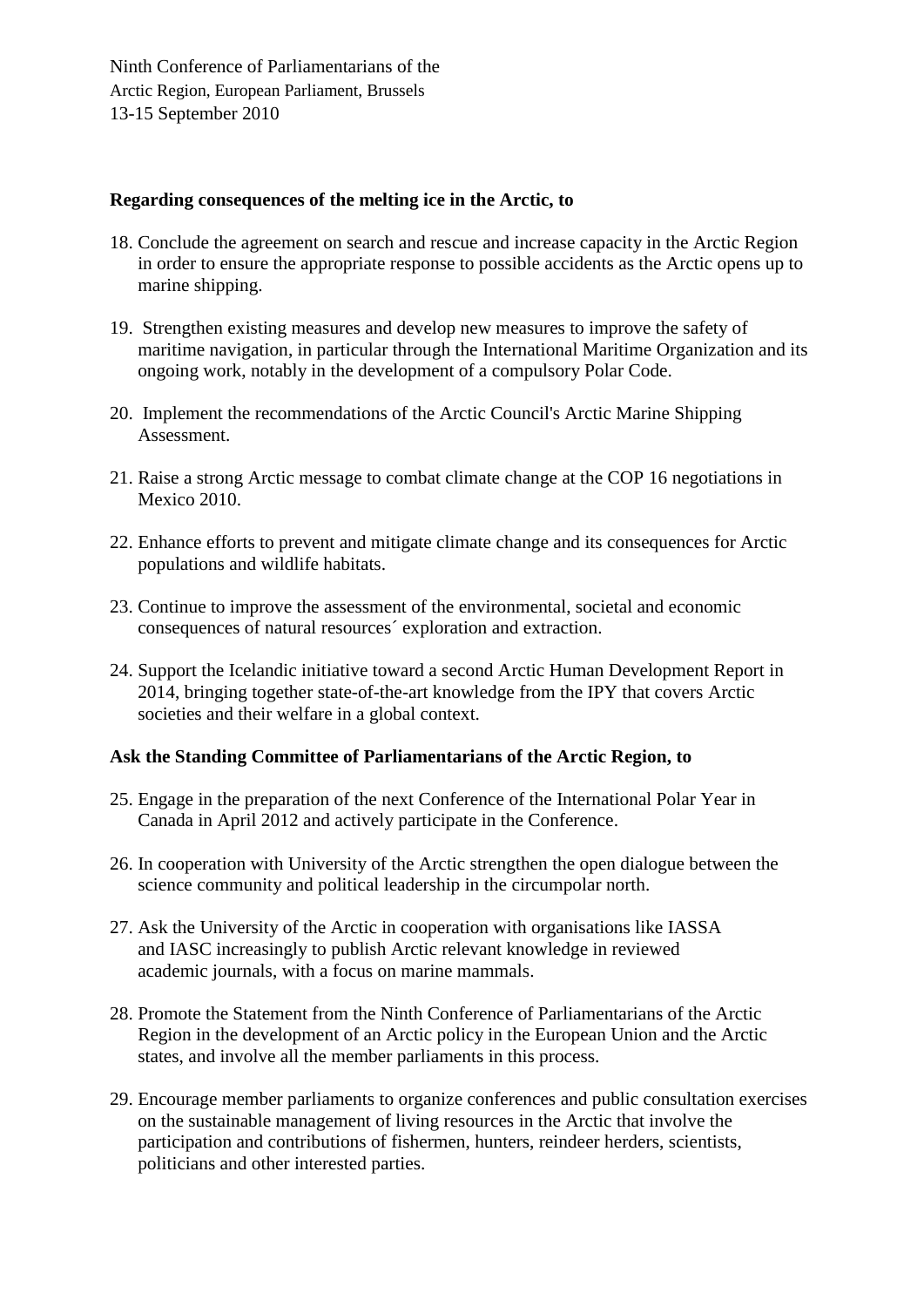Ninth Conference of Parliamentarians of the Arctic Region, European Parliament, Brussels
13-15 September 2010

**Regarding consequences of the melting ice in the Arctic, to**

18. Conclude the agreement on search and rescue and increase capacity in the Arctic Region in order to ensure the appropriate response to possible accidents as the Arctic opens up to marine shipping.

19. Strengthen existing measures and develop new measures to improve the safety of maritime navigation, in particular through the International Maritime Organization and its ongoing work, notably in the development of a compulsory Polar Code.

20. Implement the recommendations of the Arctic Council's Arctic Marine Shipping Assessment.

21. Raise a strong Arctic message to combat climate change at the COP 16 negotiations in Mexico 2010.

22. Enhance efforts to prevent and mitigate climate change and its consequences for Arctic populations and wildlife habitats.

23. Continue to improve the assessment of the environmental, societal and economic consequences of natural resources´ exploration and extraction.

24. Support the Icelandic initiative toward a second Arctic Human Development Report in 2014, bringing together state-of-the-art knowledge from the IPY that covers Arctic societies and their welfare in a global context.

**Ask the Standing Committee of Parliamentarians of the Arctic Region, to**

25. Engage in the preparation of the next Conference of the International Polar Year in Canada in April 2012 and actively participate in the Conference.

26. In cooperation with University of the Arctic strengthen the open dialogue between the science community and political leadership in the circumpolar north.

27. Ask the University of the Arctic in cooperation with organisations like IASSA and IASC increasingly to publish Arctic relevant knowledge in reviewed academic journals, with a focus on marine mammals.

28. Promote the Statement from the Ninth Conference of Parliamentarians of the Arctic Region in the development of an Arctic policy in the European Union and the Arctic states, and involve all the member parliaments in this process.

29. Encourage member parliaments to organize conferences and public consultation exercises on the sustainable management of living resources in the Arctic that involve the participation and contributions of fishermen, hunters, reindeer herders, scientists, politicians and other interested parties.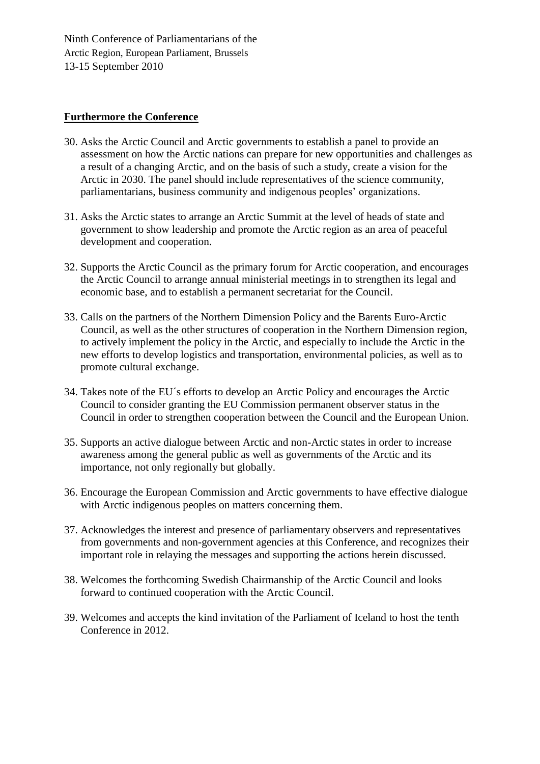Ninth Conference of Parliamentarians of the
Arctic Region, European Parliament, Brussels
13-15 September 2010

**Furthermore the Conference**

30. Asks the Arctic Council and Arctic governments to establish a panel to provide an assessment on how the Arctic nations can prepare for new opportunities and challenges as a result of a changing Arctic, and on the basis of such a study, create a vision for the Arctic in 2030. The panel should include representatives of the science community, parliamentarians, business community and indigenous peoples' organizations.

31. Asks the Arctic states to arrange an Arctic Summit at the level of heads of state and government to show leadership and promote the Arctic region as an area of peaceful development and cooperation.

32. Supports the Arctic Council as the primary forum for Arctic cooperation, and encourages the Arctic Council to arrange annual ministerial meetings in to strengthen its legal and economic base, and to establish a permanent secretariat for the Council.

33. Calls on the partners of the Northern Dimension Policy and the Barents Euro-Arctic Council, as well as the other structures of cooperation in the Northern Dimension region, to actively implement the policy in the Arctic, and especially to include the Arctic in the new efforts to develop logistics and transportation, environmental policies, as well as to promote cultural exchange.

34. Takes note of the EU´s efforts to develop an Arctic Policy and encourages the Arctic Council to consider granting the EU Commission permanent observer status in the Council in order to strengthen cooperation between the Council and the European Union.

35. Supports an active dialogue between Arctic and non-Arctic states in order to increase awareness among the general public as well as governments of the Arctic and its importance, not only regionally but globally.

36. Encourage the European Commission and Arctic governments to have effective dialogue with Arctic indigenous peoples on matters concerning them.

37. Acknowledges the interest and presence of parliamentary observers and representatives from governments and non-government agencies at this Conference, and recognizes their important role in relaying the messages and supporting the actions herein discussed.

38. Welcomes the forthcoming Swedish Chairmanship of the Arctic Council and looks forward to continued cooperation with the Arctic Council.

39. Welcomes and accepts the kind invitation of the Parliament of Iceland to host the tenth Conference in 2012.